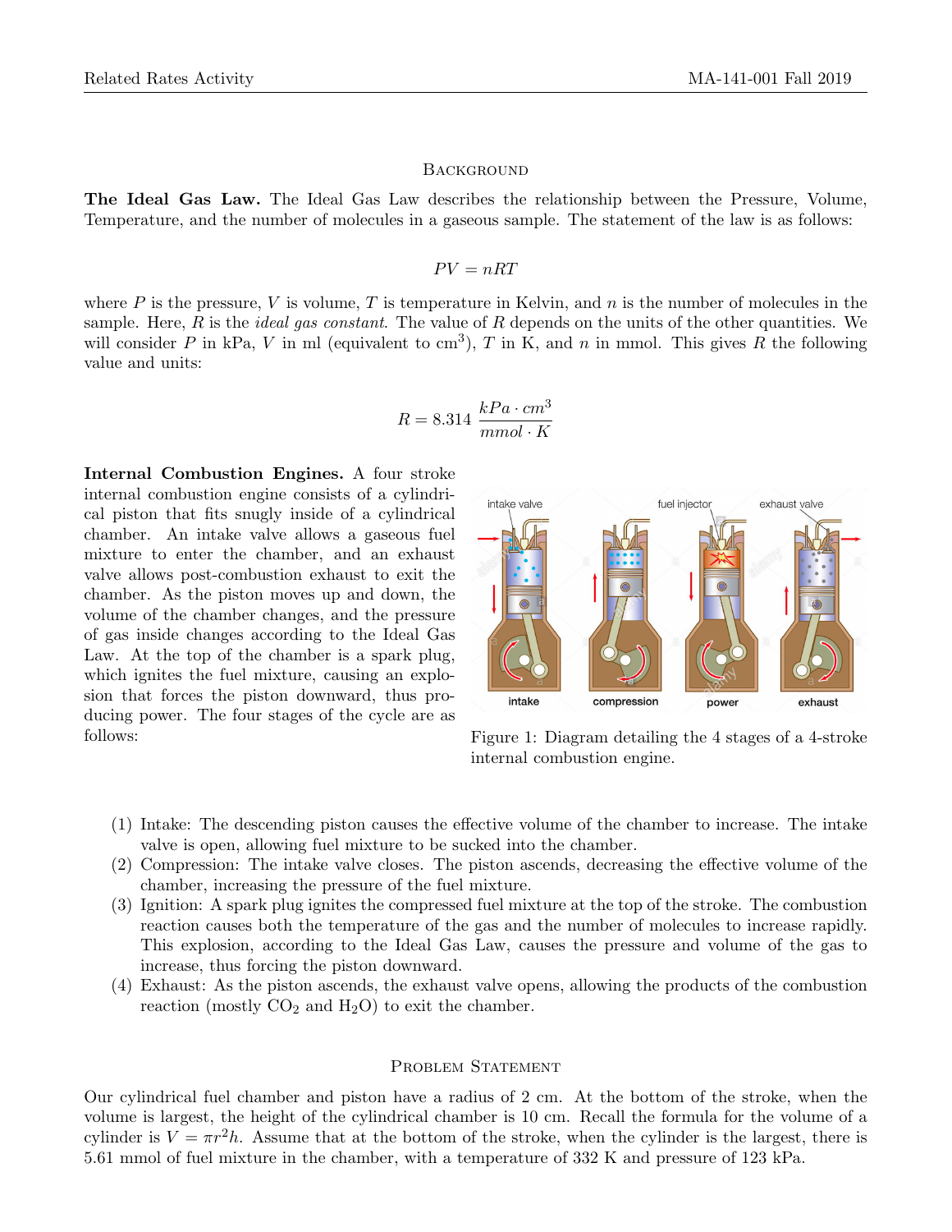## Background

**The Ideal Gas Law.** The Ideal Gas Law describes the relationship between the Pressure, Volume, Temperature, and the number of molecules in a gaseous sample. The statement of the law is as follows:

$$PV = nRT$$

where $P$ is the pressure, $V$ is volume, $T$ is temperature in Kelvin, and $n$ is the number of molecules in the sample. Here, $R$ is the *ideal gas constant*. The value of $R$ depends on the units of the other quantities. We will consider $P$ in kPa, $V$ in ml (equivalent to $\text{cm}^3$), $T$ in K, and $n$ in mmol. This gives $R$ the following value and units:

$$R = 8.314 \, \frac{kPa \cdot cm^3}{mmol \cdot K}$$

**Internal Combustion Engines.** A four stroke internal combustion engine consists of a cylindrical piston that fits snugly inside of a cylindrical chamber. An intake valve allows a gaseous fuel mixture to enter the chamber, and an exhaust valve allows post-combustion exhaust to exit the chamber. As the piston moves up and down, the volume of the chamber changes, and the pressure of gas inside changes according to the Ideal Gas Law. At the top of the chamber is a spark plug, which ignites the fuel mixture, causing an explosion that forces the piston downward, thus producing power. The four stages of the cycle are as follows:

Figure 1: Diagram detailing the 4 stages of a 4-stroke internal combustion engine.

(1) Intake: The descending piston causes the effective volume of the chamber to increase. The intake valve is open, allowing fuel mixture to be sucked into the chamber.

(2) Compression: The intake valve closes. The piston ascends, decreasing the effective volume of the chamber, increasing the pressure of the fuel mixture.

(3) Ignition: A spark plug ignites the compressed fuel mixture at the top of the stroke. The combustion reaction causes both the temperature of the gas and the number of molecules to increase rapidly. This explosion, according to the Ideal Gas Law, causes the pressure and volume of the gas to increase, thus forcing the piston downward.

(4) Exhaust: As the piston ascends, the exhaust valve opens, allowing the products of the combustion reaction (mostly $CO_2$ and $H_2O$) to exit the chamber.

## Problem Statement

Our cylindrical fuel chamber and piston have a radius of 2 cm. At the bottom of the stroke, when the volume is largest, the height of the cylindrical chamber is 10 cm. Recall the formula for the volume of a cylinder is $V = \pi r^2 h$. Assume that at the bottom of the stroke, when the cylinder is the largest, there is 5.61 mmol of fuel mixture in the chamber, with a temperature of 332 K and pressure of 123 kPa.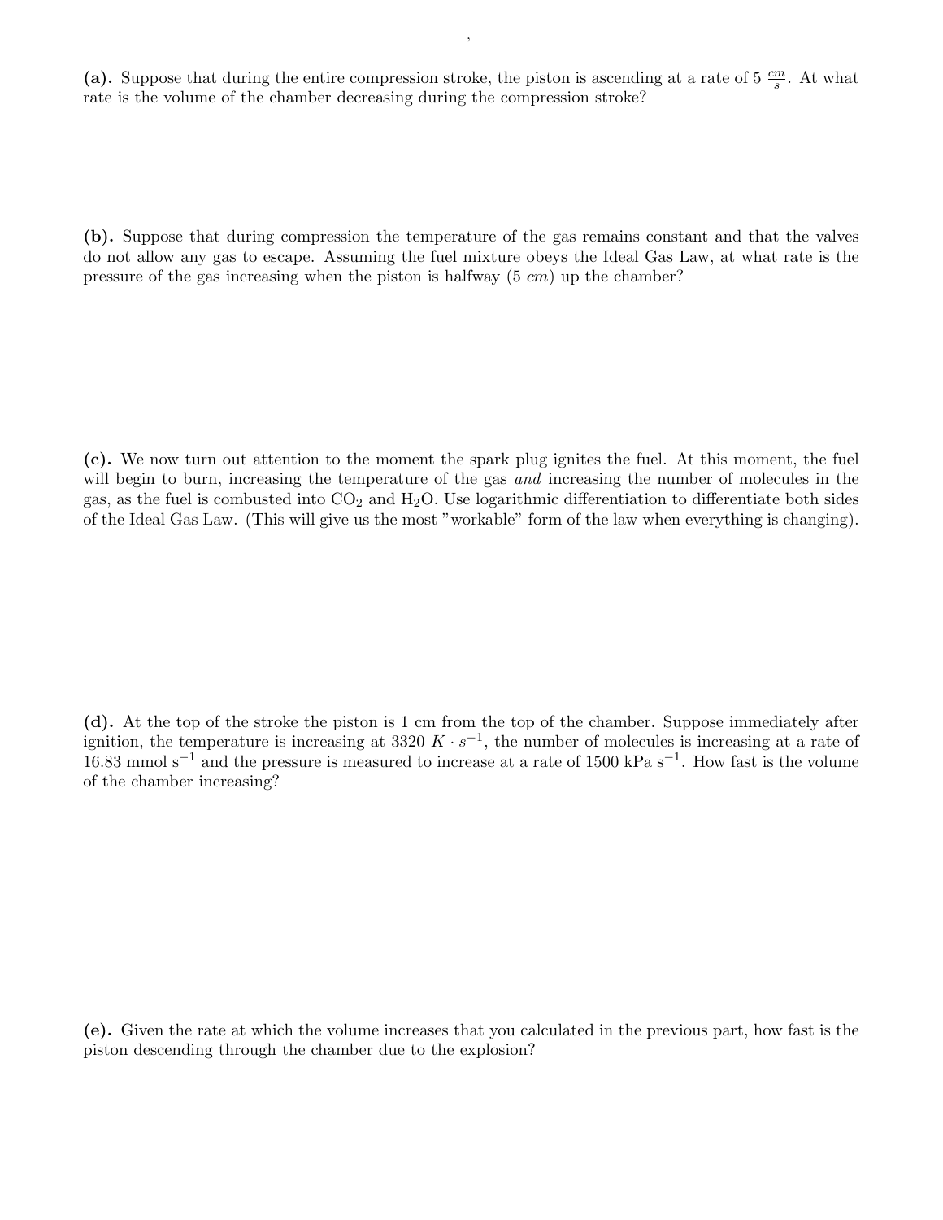**(a).** Suppose that during the entire compression stroke, the piston is ascending at a rate of 5 $\frac{cm}{s}$. At what rate is the volume of the chamber decreasing during the compression stroke?

**(b).** Suppose that during compression the temperature of the gas remains constant and that the valves do not allow any gas to escape. Assuming the fuel mixture obeys the Ideal Gas Law, at what rate is the pressure of the gas increasing when the piston is halfway (5 $cm$) up the chamber?

**(c).** We now turn out attention to the moment the spark plug ignites the fuel. At this moment, the fuel will begin to burn, increasing the temperature of the gas *and* increasing the number of molecules in the gas, as the fuel is combusted into $CO_2$ and $H_2O$. Use logarithmic differentiation to differentiate both sides of the Ideal Gas Law. (This will give us the most "workable" form of the law when everything is changing).

**(d).** At the top of the stroke the piston is 1 cm from the top of the chamber. Suppose immediately after ignition, the temperature is increasing at 3320 $K \cdot s^{-1}$, the number of molecules is increasing at a rate of 16.83 mmol $s^{-1}$ and the pressure is measured to increase at a rate of 1500 kPa $s^{-1}$. How fast is the volume of the chamber increasing?

**(e).** Given the rate at which the volume increases that you calculated in the previous part, how fast is the piston descending through the chamber due to the explosion?